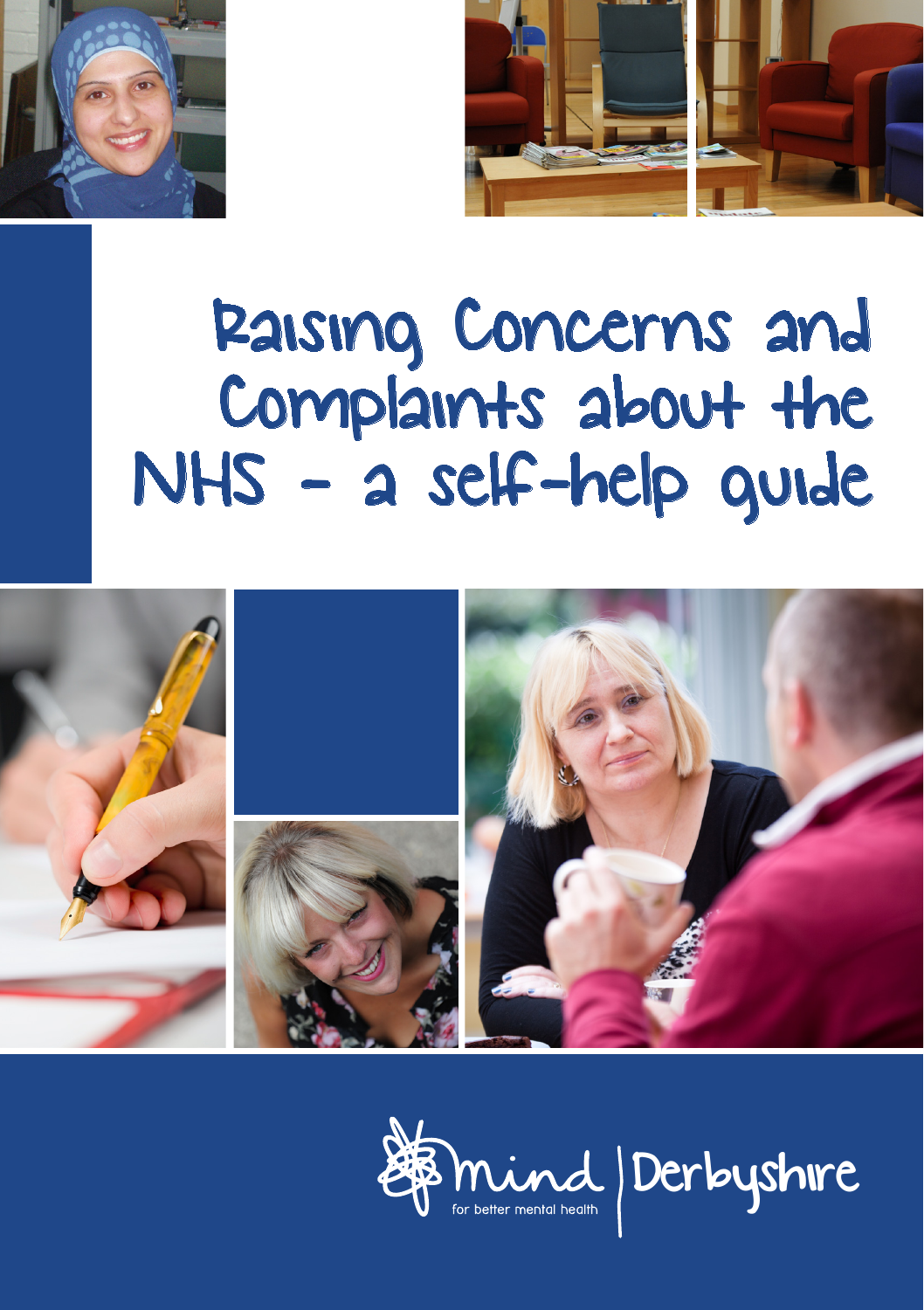# Raising Concerns and Complaints about the NHS - a self-help guide

mind for better mental health | Derbyshire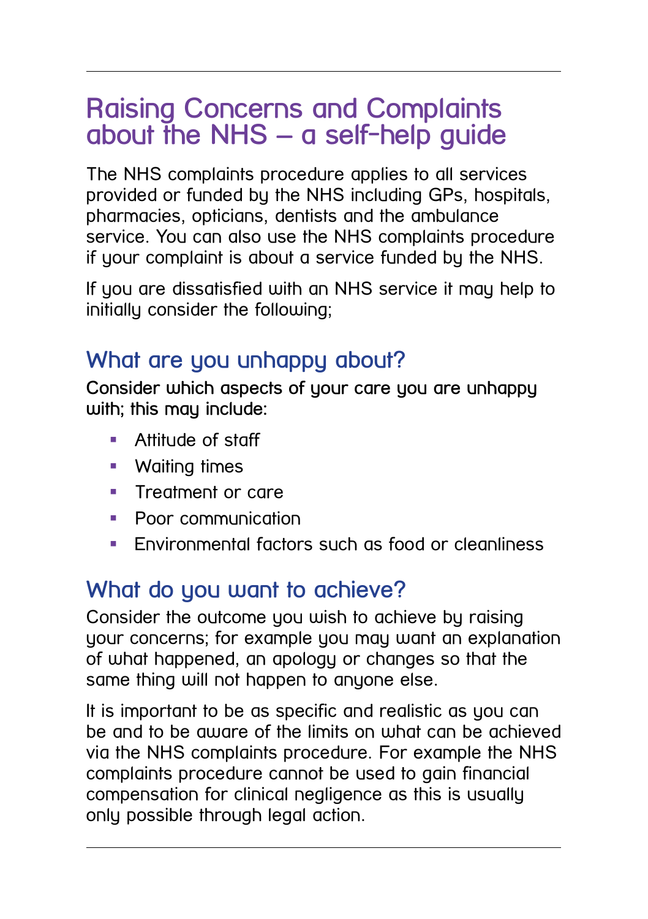# Raising Concerns and Complaints about the NHS – a self-help guide

The NHS complaints procedure applies to all services provided or funded by the NHS including GPs, hospitals, pharmacies, opticians, dentists and the ambulance service. You can also use the NHS complaints procedure if your complaint is about a service funded by the NHS.

If you are dissatisfied with an NHS service it may help to initially consider the following;

## What are you unhappy about?

**Consider which aspects of your care you are unhappy with; this may include:**

- Attitude of staff
- Waiting times
- Treatment or care
- Poor communication
- Environmental factors such as food or cleanliness

## What do you want to achieve?

Consider the outcome you wish to achieve by raising your concerns; for example you may want an explanation of what happened, an apology or changes so that the same thing will not happen to anyone else.

It is important to be as specific and realistic as you can be and to be aware of the limits on what can be achieved via the NHS complaints procedure. For example the NHS complaints procedure cannot be used to gain financial compensation for clinical negligence as this is usually only possible through legal action.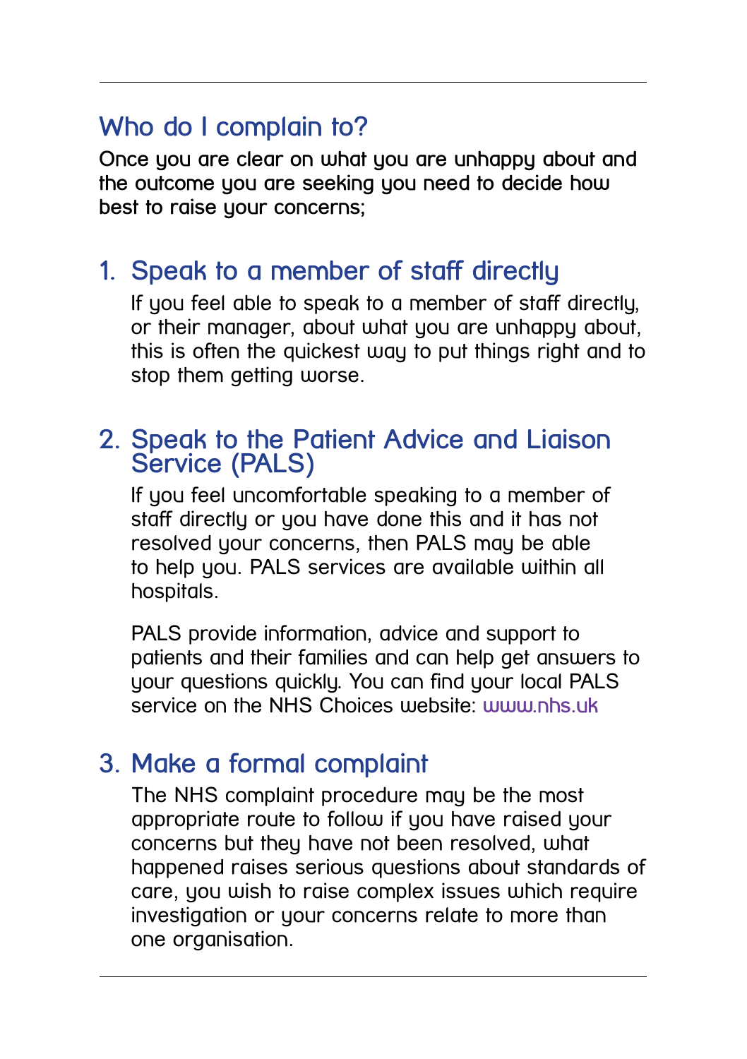## Who do I complain to?

**Once you are clear on what you are unhappy about and the outcome you are seeking you need to decide how best to raise your concerns;**

### 1. Speak to a member of staff directly

If you feel able to speak to a member of staff directly, or their manager, about what you are unhappy about, this is often the quickest way to put things right and to stop them getting worse.

### 2. Speak to the Patient Advice and Liaison Service (PALS)

If you feel uncomfortable speaking to a member of staff directly or you have done this and it has not resolved your concerns, then PALS may be able to help you. PALS services are available within all hospitals.

PALS provide information, advice and support to patients and their families and can help get answers to your questions quickly. You can find your local PALS service on the NHS Choices website: www.nhs.uk

### 3. Make a formal complaint

The NHS complaint procedure may be the most appropriate route to follow if you have raised your concerns but they have not been resolved, what happened raises serious questions about standards of care, you wish to raise complex issues which require investigation or your concerns relate to more than one organisation.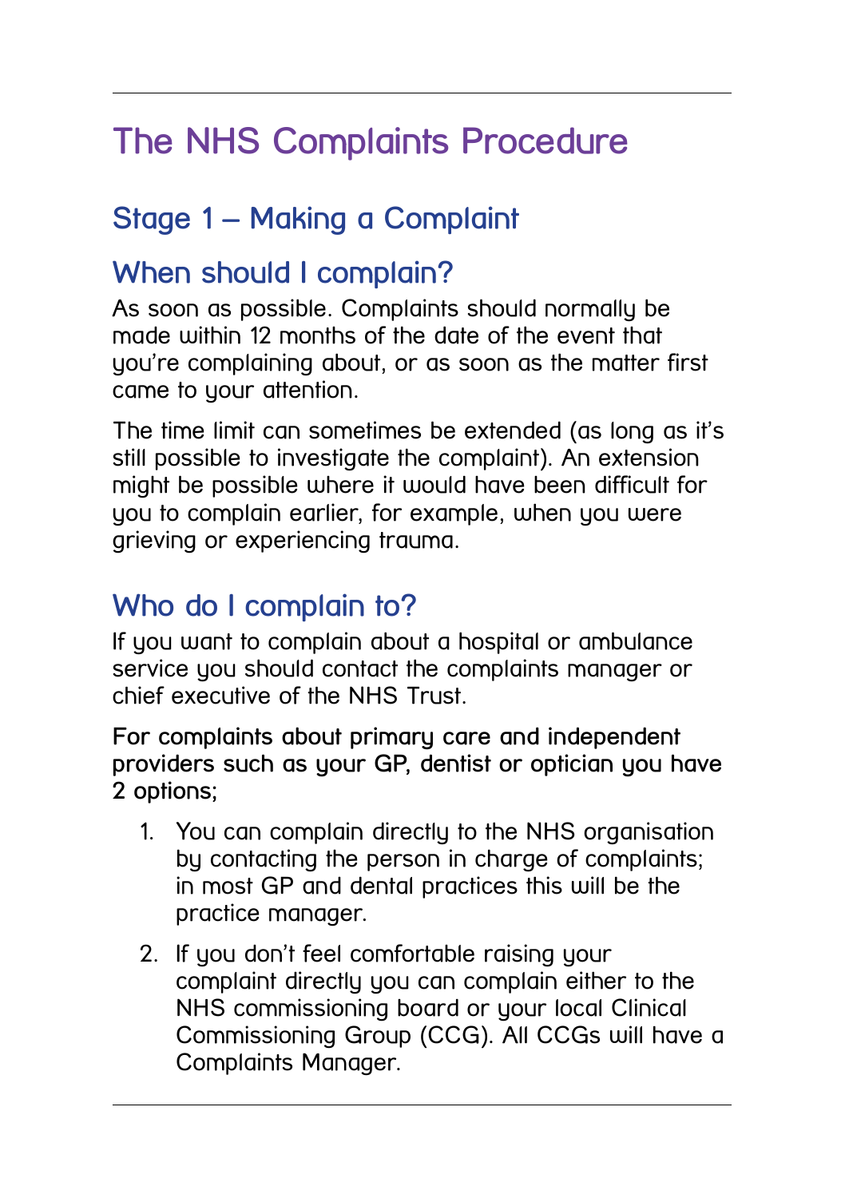# The NHS Complaints Procedure

## Stage 1 – Making a Complaint

### When should I complain?

As soon as possible. Complaints should normally be made within 12 months of the date of the event that you're complaining about, or as soon as the matter first came to your attention.

The time limit can sometimes be extended (as long as it's still possible to investigate the complaint). An extension might be possible where it would have been difficult for you to complain earlier, for example, when you were grieving or experiencing trauma.

### Who do I complain to?

If you want to complain about a hospital or ambulance service you should contact the complaints manager or chief executive of the NHS Trust.

**For complaints about primary care and independent providers such as your GP, dentist or optician you have 2 options;**

1. You can complain directly to the NHS organisation by contacting the person in charge of complaints; in most GP and dental practices this will be the practice manager.
2. If you don't feel comfortable raising your complaint directly you can complain either to the NHS commissioning board or your local Clinical Commissioning Group (CCG). All CCGs will have a Complaints Manager.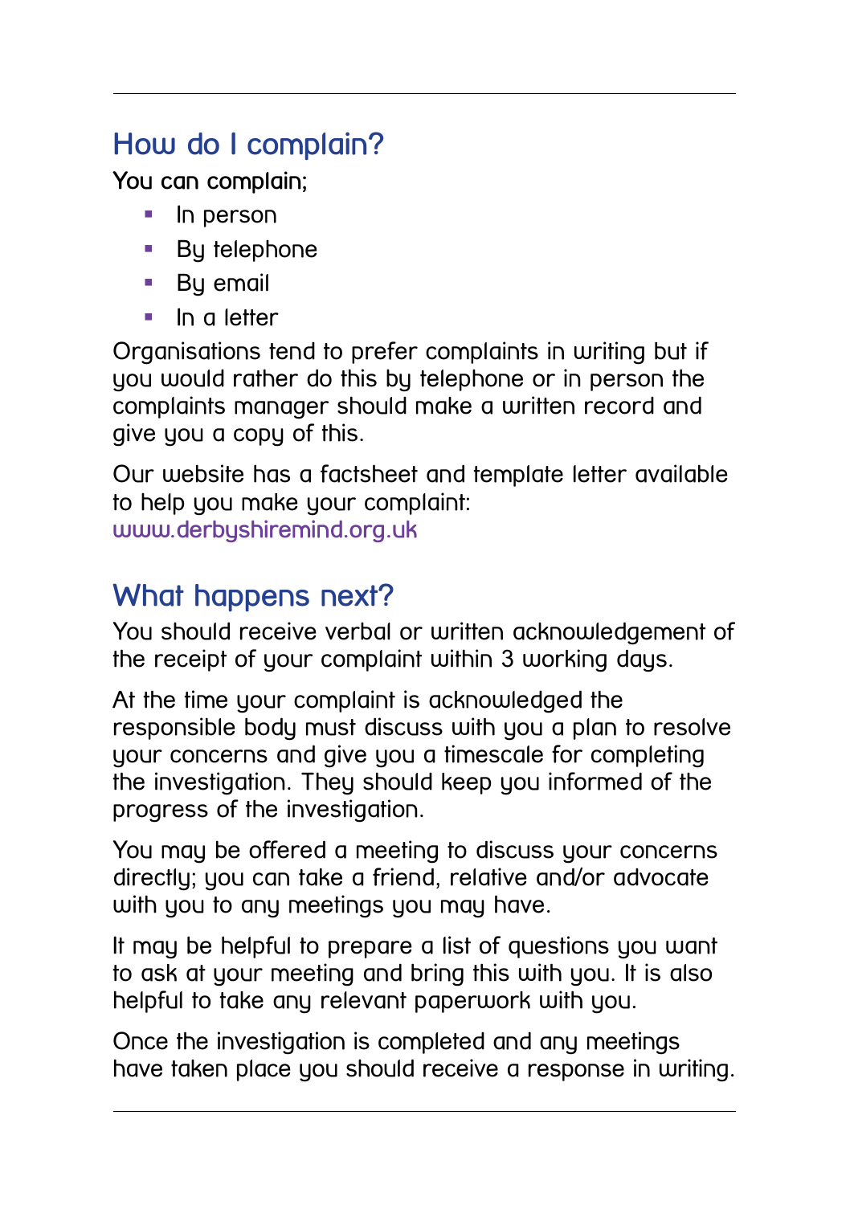## How do I complain?

**You can complain;**

- In person
- By telephone
- By email
- In a letter

Organisations tend to prefer complaints in writing but if you would rather do this by telephone or in person the complaints manager should make a written record and give you a copy of this.

Our website has a factsheet and template letter available to help you make your complaint: www.derbyshiremind.org.uk

## What happens next?

You should receive verbal or written acknowledgement of the receipt of your complaint within 3 working days.

At the time your complaint is acknowledged the responsible body must discuss with you a plan to resolve your concerns and give you a timescale for completing the investigation. They should keep you informed of the progress of the investigation.

You may be offered a meeting to discuss your concerns directly; you can take a friend, relative and/or advocate with you to any meetings you may have.

It may be helpful to prepare a list of questions you want to ask at your meeting and bring this with you. It is also helpful to take any relevant paperwork with you.

Once the investigation is completed and any meetings have taken place you should receive a response in writing.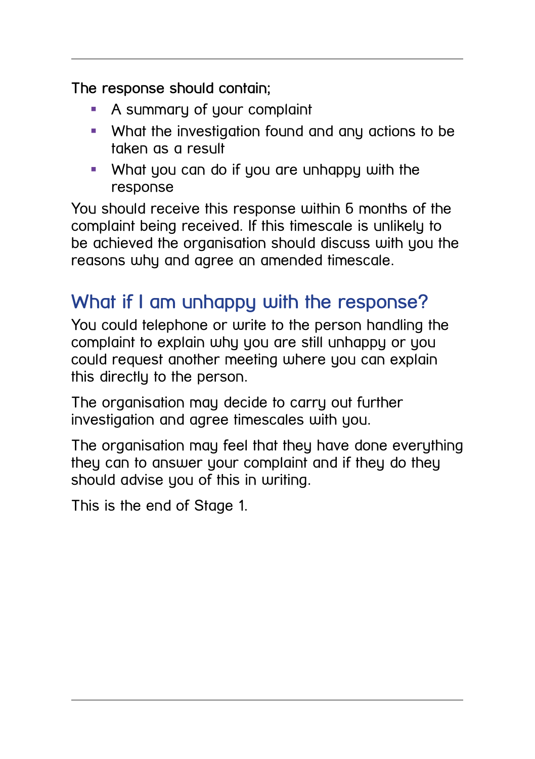**The response should contain;**

- A summary of your complaint
- What the investigation found and any actions to be taken as a result
- What you can do if you are unhappy with the response

You should receive this response within 6 months of the complaint being received. If this timescale is unlikely to be achieved the organisation should discuss with you the reasons why and agree an amended timescale.

## What if I am unhappy with the response?

You could telephone or write to the person handling the complaint to explain why you are still unhappy or you could request another meeting where you can explain this directly to the person.

The organisation may decide to carry out further investigation and agree timescales with you.

The organisation may feel that they have done everything they can to answer your complaint and if they do they should advise you of this in writing.

This is the end of Stage 1.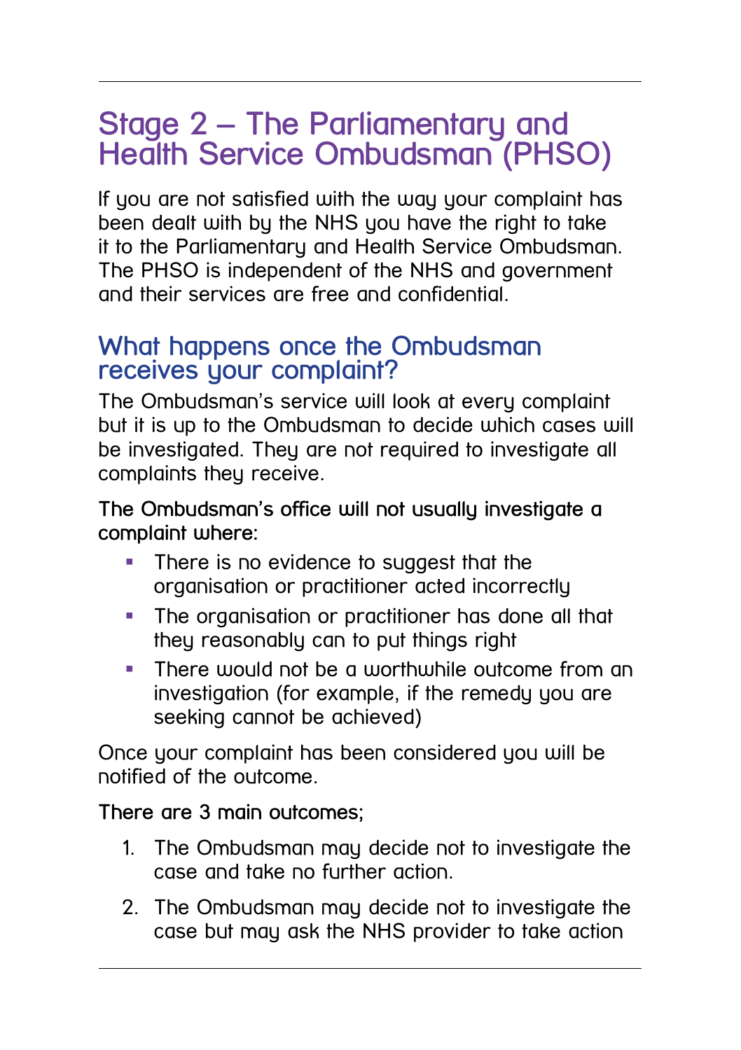# Stage 2 – The Parliamentary and Health Service Ombudsman (PHSO)

If you are not satisfied with the way your complaint has been dealt with by the NHS you have the right to take it to the Parliamentary and Health Service Ombudsman. The PHSO is independent of the NHS and government and their services are free and confidential.

## What happens once the Ombudsman receives your complaint?

The Ombudsman's service will look at every complaint but it is up to the Ombudsman to decide which cases will be investigated. They are not required to investigate all complaints they receive.

**The Ombudsman's office will not usually investigate a complaint where:**

- There is no evidence to suggest that the organisation or practitioner acted incorrectly
- The organisation or practitioner has done all that they reasonably can to put things right
- There would not be a worthwhile outcome from an investigation (for example, if the remedy you are seeking cannot be achieved)

Once your complaint has been considered you will be notified of the outcome.

**There are 3 main outcomes;**

1. The Ombudsman may decide not to investigate the case and take no further action.
2. The Ombudsman may decide not to investigate the case but may ask the NHS provider to take action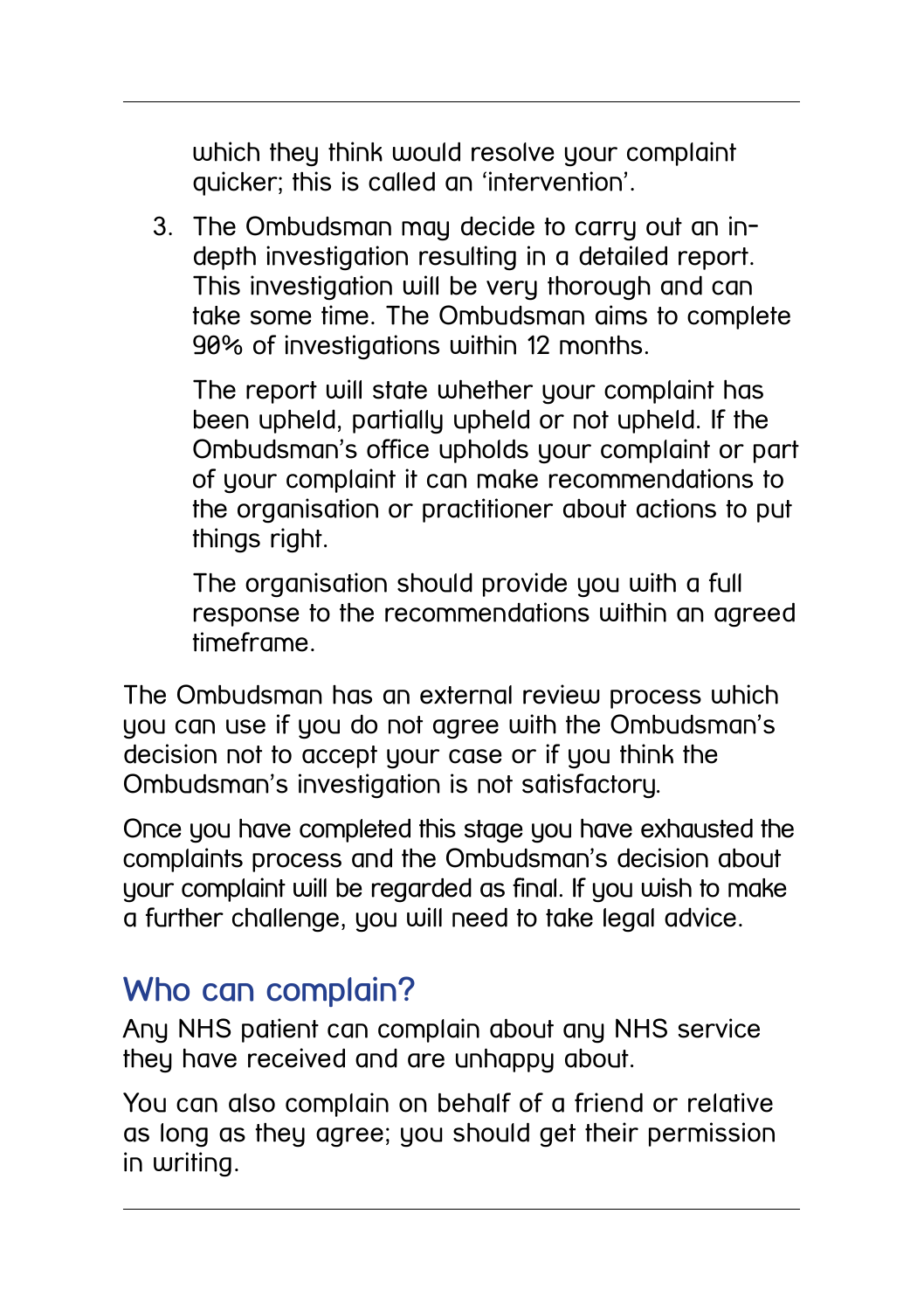which they think would resolve your complaint quicker; this is called an 'intervention'.

3. The Ombudsman may decide to carry out an in-depth investigation resulting in a detailed report. This investigation will be very thorough and can take some time. The Ombudsman aims to complete 90% of investigations within 12 months.

   The report will state whether your complaint has been upheld, partially upheld or not upheld. If the Ombudsman's office upholds your complaint or part of your complaint it can make recommendations to the organisation or practitioner about actions to put things right.

   The organisation should provide you with a full response to the recommendations within an agreed timeframe.

The Ombudsman has an external review process which you can use if you do not agree with the Ombudsman's decision not to accept your case or if you think the Ombudsman's investigation is not satisfactory.

Once you have completed this stage you have exhausted the complaints process and the Ombudsman's decision about your complaint will be regarded as final. If you wish to make a further challenge, you will need to take legal advice.

## Who can complain?

Any NHS patient can complain about any NHS service they have received and are unhappy about.

You can also complain on behalf of a friend or relative as long as they agree; you should get their permission in writing.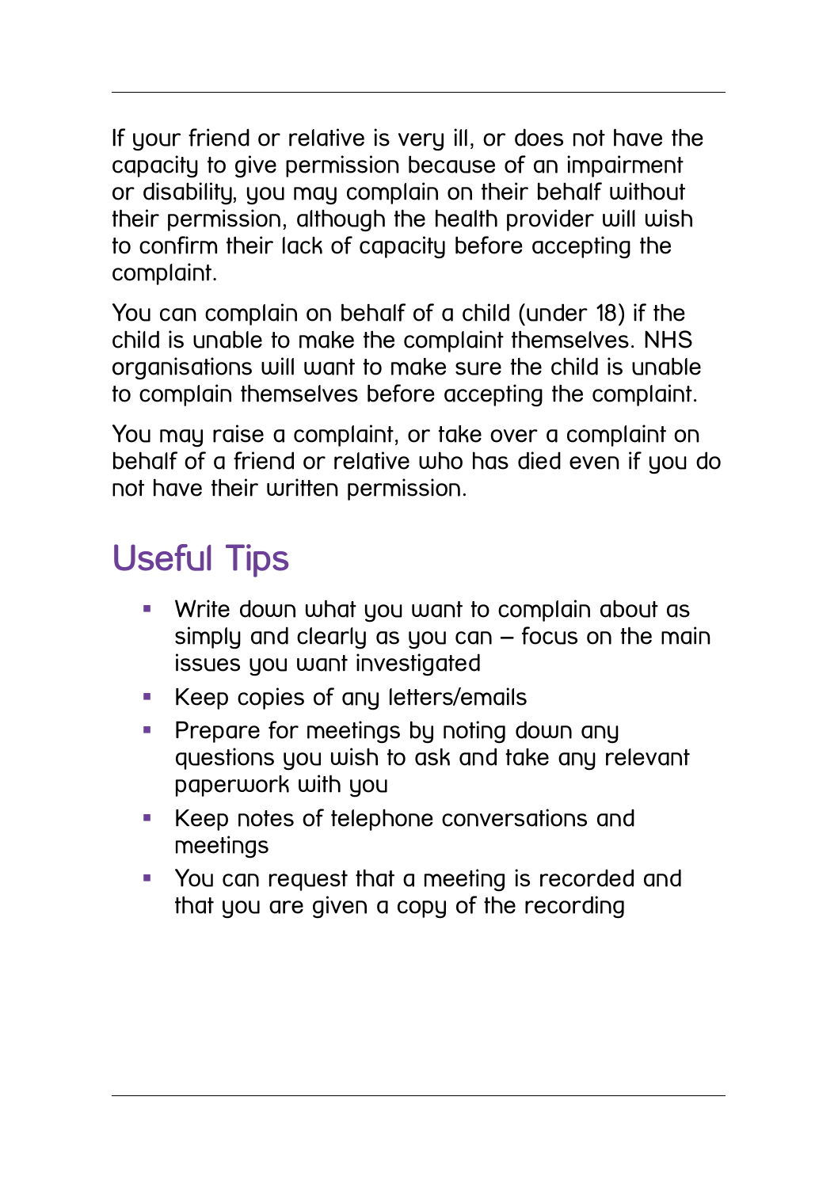If your friend or relative is very ill, or does not have the capacity to give permission because of an impairment or disability, you may complain on their behalf without their permission, although the health provider will wish to confirm their lack of capacity before accepting the complaint.

You can complain on behalf of a child (under 18) if the child is unable to make the complaint themselves. NHS organisations will want to make sure the child is unable to complain themselves before accepting the complaint.

You may raise a complaint, or take over a complaint on behalf of a friend or relative who has died even if you do not have their written permission.

## Useful Tips

- Write down what you want to complain about as simply and clearly as you can – focus on the main issues you want investigated
- Keep copies of any letters/emails
- Prepare for meetings by noting down any questions you wish to ask and take any relevant paperwork with you
- Keep notes of telephone conversations and meetings
- You can request that a meeting is recorded and that you are given a copy of the recording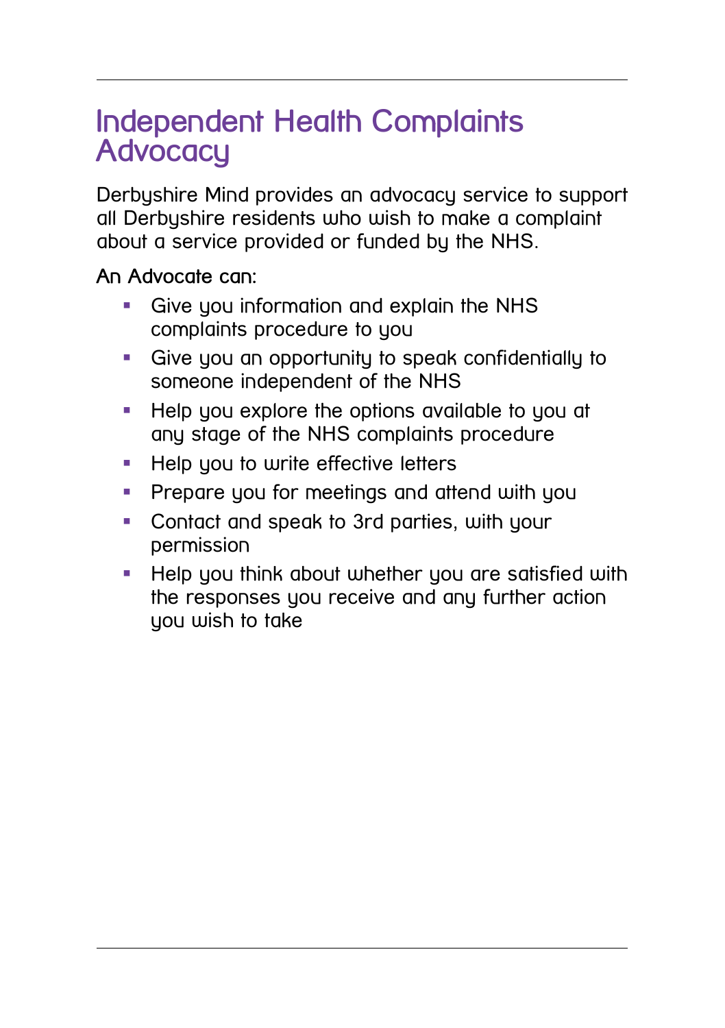# Independent Health Complaints Advocacy

Derbyshire Mind provides an advocacy service to support all Derbyshire residents who wish to make a complaint about a service provided or funded by the NHS.

An Advocate can:

- Give you information and explain the NHS complaints procedure to you
- Give you an opportunity to speak confidentially to someone independent of the NHS
- Help you explore the options available to you at any stage of the NHS complaints procedure
- Help you to write effective letters
- Prepare you for meetings and attend with you
- Contact and speak to 3rd parties, with your permission
- Help you think about whether you are satisfied with the responses you receive and any further action you wish to take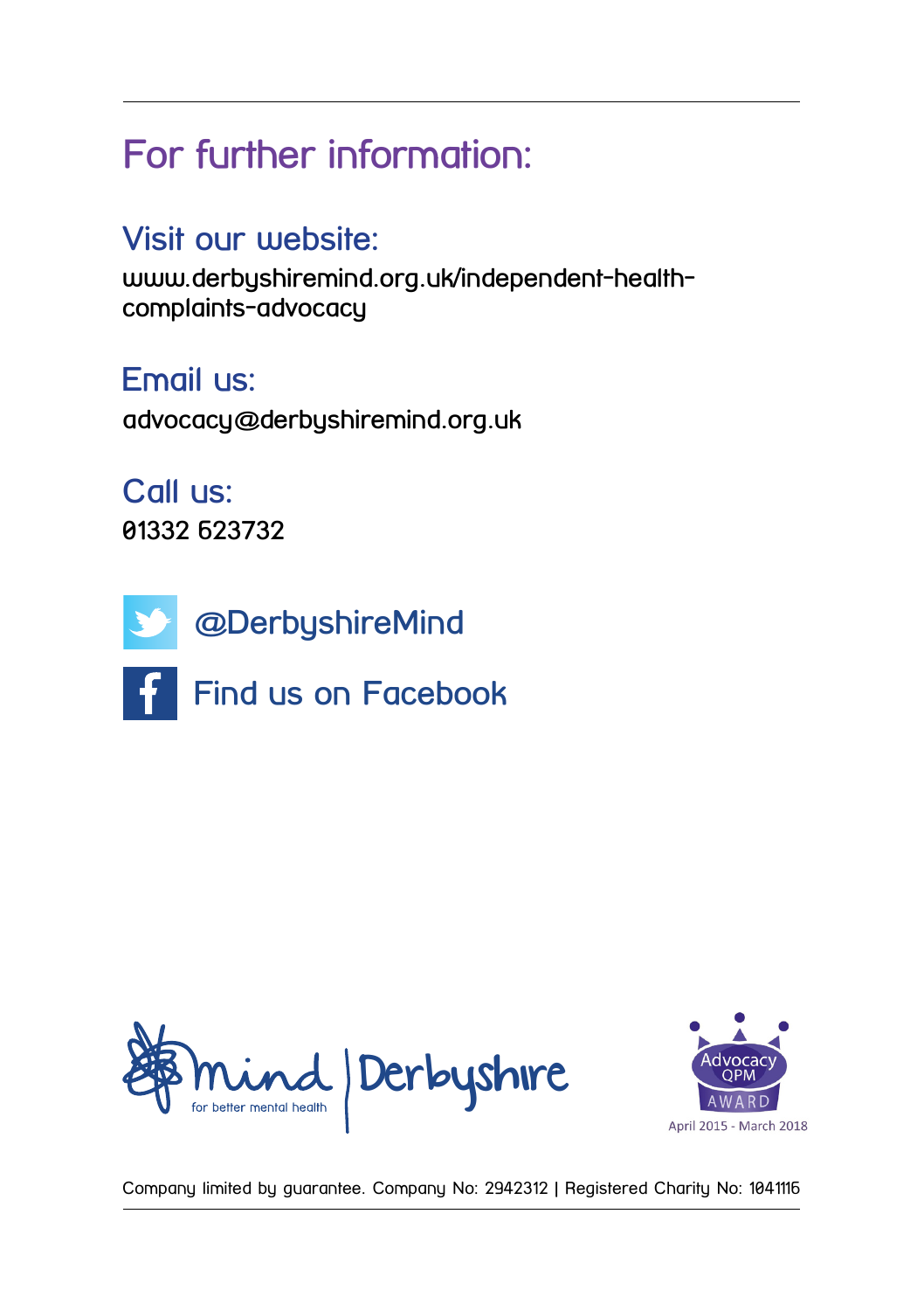# For further information:

## Visit our website:

www.derbyshiremind.org.uk/independent-health-complaints-advocacy

## Email us:

advocacy@derbyshiremind.org.uk

## Call us:

01332 623732

@DerbyshireMind

Find us on Facebook

mind for better mental health | Derbyshire

Advocacy QPM AWARD
April 2015 - March 2018

Company limited by guarantee. Company No: 2942312 | Registered Charity No: 1041116